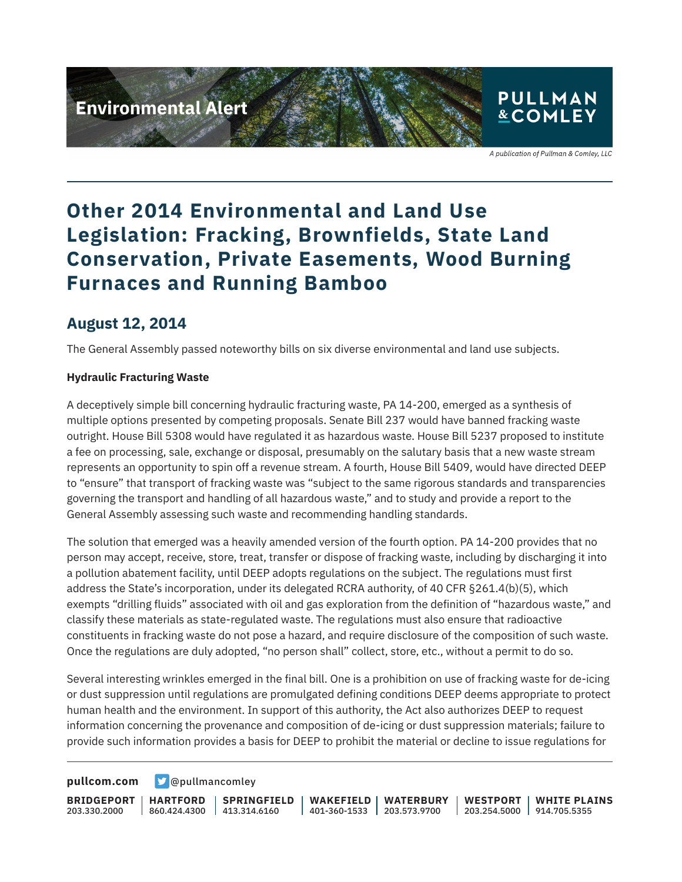# Other 2014 Environmental and Land Use Legislation: Fracking, Brownfields, State Land Conservation, Private Easements, Wood Burning Furnaces and Running Bamboo

## August 12, 2014

The General Assembly passed noteworthy bills on six diverse environmental and land use subjects.

**Hydraulic Fracturing Waste**

A deceptively simple bill concerning hydraulic fracturing waste, PA 14-200, emerged as a synthesis of multiple options presented by competing proposals. Senate Bill 237 would have banned fracking waste outright. House Bill 5308 would have regulated it as hazardous waste. House Bill 5237 proposed to institute a fee on processing, sale, exchange or disposal, presumably on the salutary basis that a new waste stream represents an opportunity to spin off a revenue stream. A fourth, House Bill 5409, would have directed DEEP to "ensure" that transport of fracking waste was "subject to the same rigorous standards and transparencies governing the transport and handling of all hazardous waste," and to study and provide a report to the General Assembly assessing such waste and recommending handling standards.

The solution that emerged was a heavily amended version of the fourth option. PA 14-200 provides that no person may accept, receive, store, treat, transfer or dispose of fracking waste, including by discharging it into a pollution abatement facility, until DEEP adopts regulations on the subject. The regulations must first address the State's incorporation, under its delegated RCRA authority, of 40 CFR §261.4(b)(5), which exempts "drilling fluids" associated with oil and gas exploration from the definition of "hazardous waste," and classify these materials as state-regulated waste. The regulations must also ensure that radioactive constituents in fracking waste do not pose a hazard, and require disclosure of the composition of such waste. Once the regulations are duly adopted, "no person shall" collect, store, etc., without a permit to do so.

Several interesting wrinkles emerged in the final bill. One is a prohibition on use of fracking waste for de-icing or dust suppression until regulations are promulgated defining conditions DEEP deems appropriate to protect human health and the environment. In support of this authority, the Act also authorizes DEEP to request information concerning the provenance and composition of de-icing or dust suppression materials; failure to provide such information provides a basis for DEEP to prohibit the material or decline to issue regulations for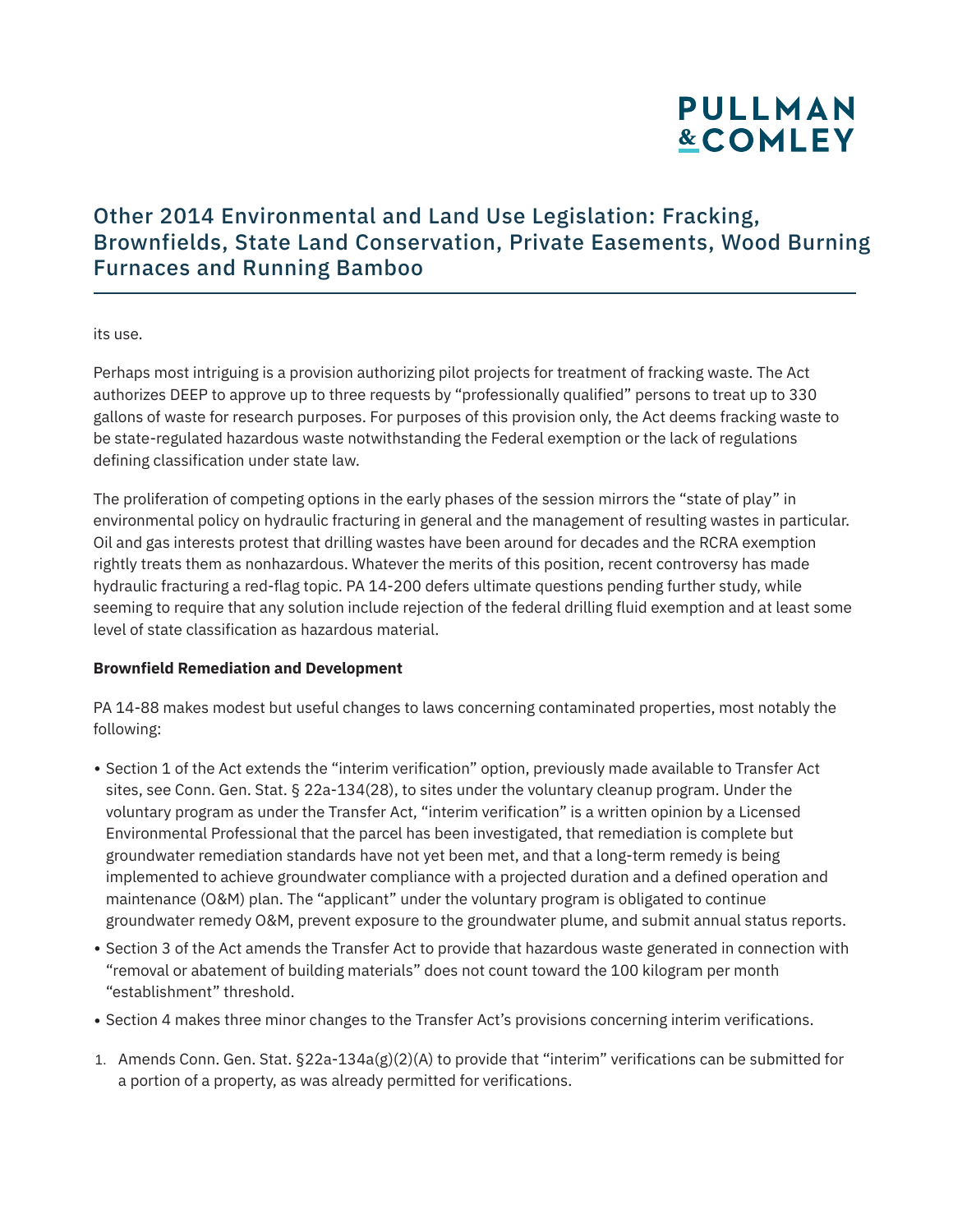its use.

Perhaps most intriguing is a provision authorizing pilot projects for treatment of fracking waste. The Act authorizes DEEP to approve up to three requests by "professionally qualified" persons to treat up to 330 gallons of waste for research purposes. For purposes of this provision only, the Act deems fracking waste to be state-regulated hazardous waste notwithstanding the Federal exemption or the lack of regulations defining classification under state law.

The proliferation of competing options in the early phases of the session mirrors the "state of play" in environmental policy on hydraulic fracturing in general and the management of resulting wastes in particular. Oil and gas interests protest that drilling wastes have been around for decades and the RCRA exemption rightly treats them as nonhazardous. Whatever the merits of this position, recent controversy has made hydraulic fracturing a red-flag topic. PA 14-200 defers ultimate questions pending further study, while seeming to require that any solution include rejection of the federal drilling fluid exemption and at least some level of state classification as hazardous material.

**Brownfield Remediation and Development**

PA 14-88 makes modest but useful changes to laws concerning contaminated properties, most notably the following:

- Section 1 of the Act extends the "interim verification" option, previously made available to Transfer Act sites, see Conn. Gen. Stat. § 22a-134(28), to sites under the voluntary cleanup program. Under the voluntary program as under the Transfer Act, "interim verification" is a written opinion by a Licensed Environmental Professional that the parcel has been investigated, that remediation is complete but groundwater remediation standards have not yet been met, and that a long-term remedy is being implemented to achieve groundwater compliance with a projected duration and a defined operation and maintenance (O&M) plan. The "applicant" under the voluntary program is obligated to continue groundwater remedy O&M, prevent exposure to the groundwater plume, and submit annual status reports.
- Section 3 of the Act amends the Transfer Act to provide that hazardous waste generated in connection with "removal or abatement of building materials" does not count toward the 100 kilogram per month "establishment" threshold.
- Section 4 makes three minor changes to the Transfer Act's provisions concerning interim verifications.

1. Amends Conn. Gen. Stat. §22a-134a(g)(2)(A) to provide that "interim" verifications can be submitted for a portion of a property, as was already permitted for verifications.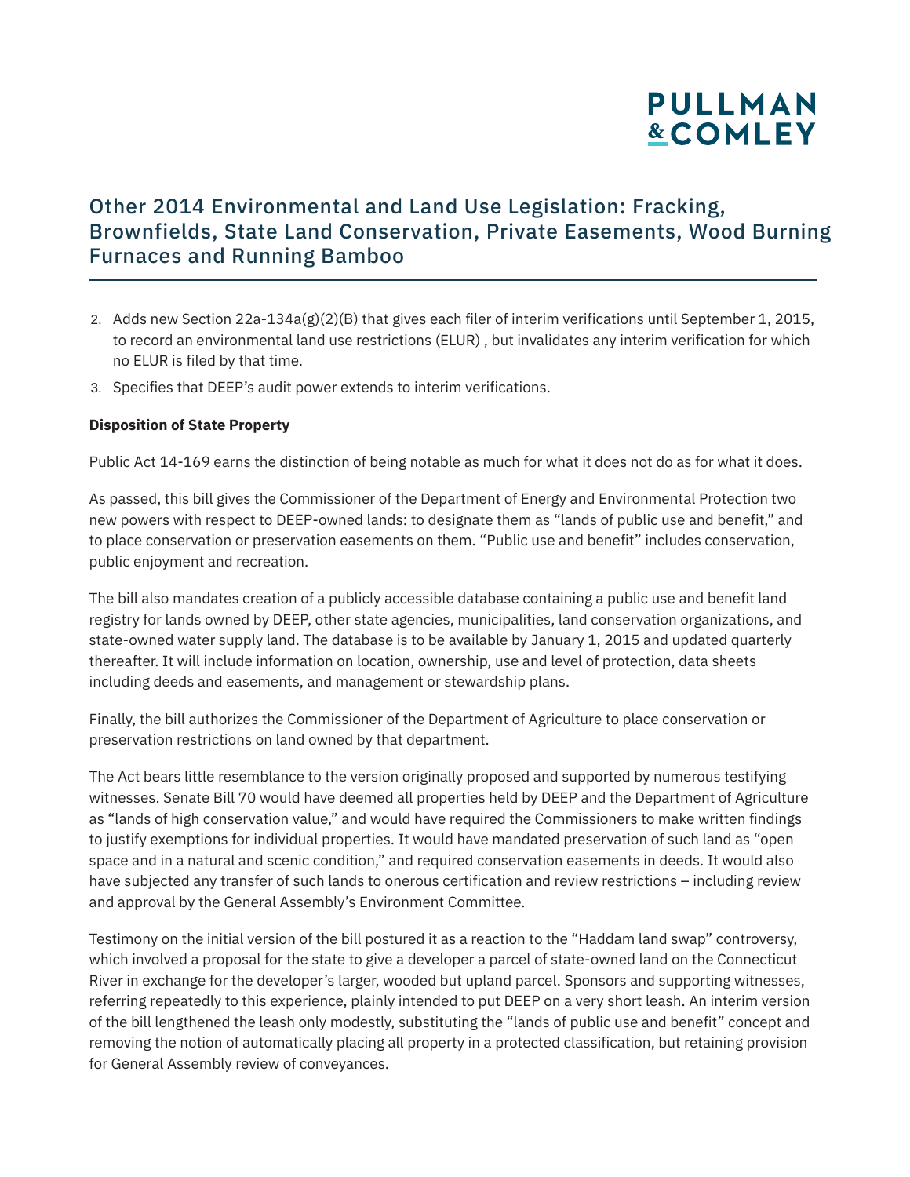2. Adds new Section 22a-134a(g)(2)(B) that gives each filer of interim verifications until September 1, 2015, to record an environmental land use restrictions (ELUR) , but invalidates any interim verification for which no ELUR is filed by that time.
3. Specifies that DEEP's audit power extends to interim verifications.

**Disposition of State Property**

Public Act 14-169 earns the distinction of being notable as much for what it does not do as for what it does.

As passed, this bill gives the Commissioner of the Department of Energy and Environmental Protection two new powers with respect to DEEP-owned lands: to designate them as "lands of public use and benefit," and to place conservation or preservation easements on them. "Public use and benefit" includes conservation, public enjoyment and recreation.

The bill also mandates creation of a publicly accessible database containing a public use and benefit land registry for lands owned by DEEP, other state agencies, municipalities, land conservation organizations, and state-owned water supply land. The database is to be available by January 1, 2015 and updated quarterly thereafter. It will include information on location, ownership, use and level of protection, data sheets including deeds and easements, and management or stewardship plans.

Finally, the bill authorizes the Commissioner of the Department of Agriculture to place conservation or preservation restrictions on land owned by that department.

The Act bears little resemblance to the version originally proposed and supported by numerous testifying witnesses. Senate Bill 70 would have deemed all properties held by DEEP and the Department of Agriculture as "lands of high conservation value," and would have required the Commissioners to make written findings to justify exemptions for individual properties. It would have mandated preservation of such land as "open space and in a natural and scenic condition," and required conservation easements in deeds. It would also have subjected any transfer of such lands to onerous certification and review restrictions – including review and approval by the General Assembly's Environment Committee.

Testimony on the initial version of the bill postured it as a reaction to the "Haddam land swap" controversy, which involved a proposal for the state to give a developer a parcel of state-owned land on the Connecticut River in exchange for the developer's larger, wooded but upland parcel. Sponsors and supporting witnesses, referring repeatedly to this experience, plainly intended to put DEEP on a very short leash. An interim version of the bill lengthened the leash only modestly, substituting the "lands of public use and benefit" concept and removing the notion of automatically placing all property in a protected classification, but retaining provision for General Assembly review of conveyances.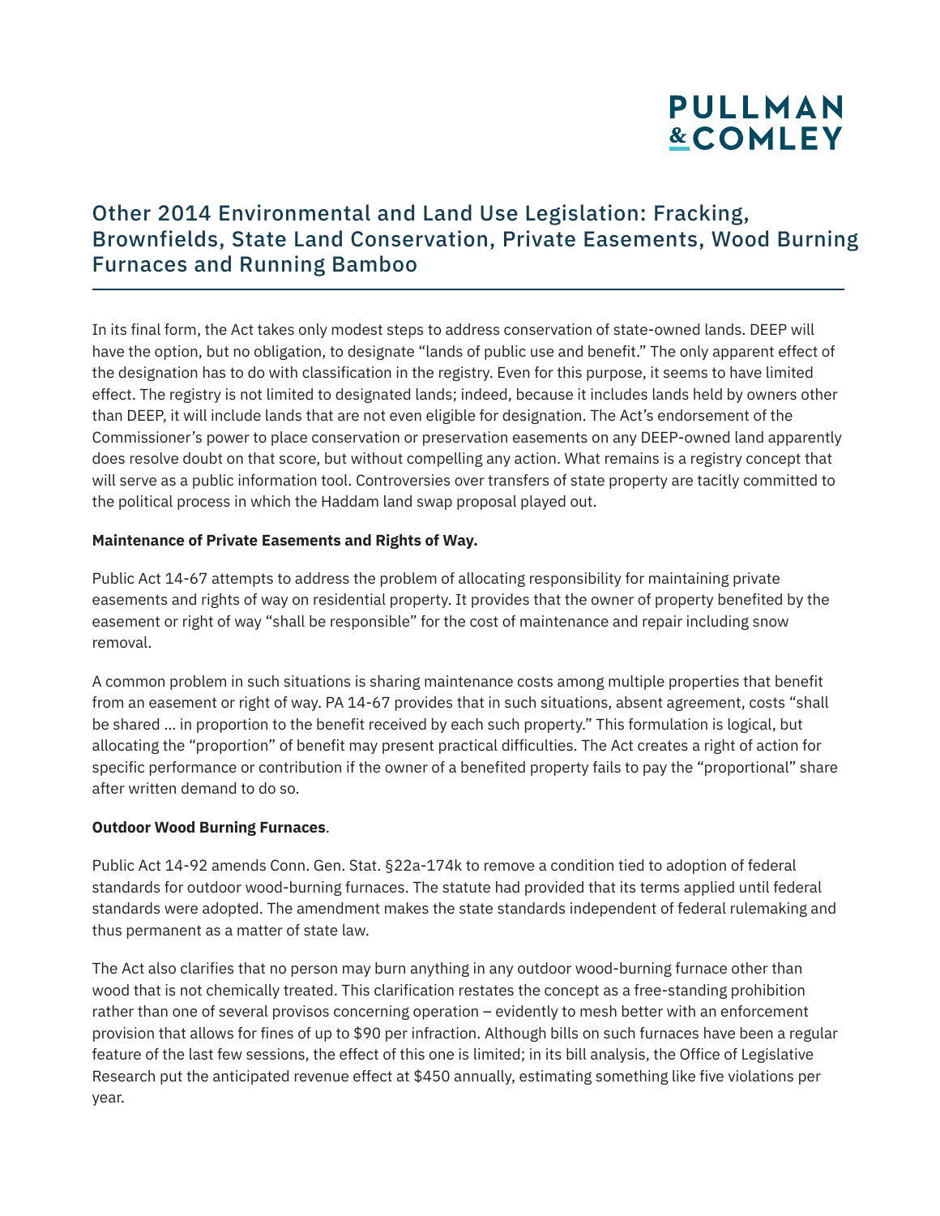In its final form, the Act takes only modest steps to address conservation of state-owned lands. DEEP will have the option, but no obligation, to designate "lands of public use and benefit." The only apparent effect of the designation has to do with classification in the registry. Even for this purpose, it seems to have limited effect. The registry is not limited to designated lands; indeed, because it includes lands held by owners other than DEEP, it will include lands that are not even eligible for designation. The Act's endorsement of the Commissioner's power to place conservation or preservation easements on any DEEP-owned land apparently does resolve doubt on that score, but without compelling any action. What remains is a registry concept that will serve as a public information tool. Controversies over transfers of state property are tacitly committed to the political process in which the Haddam land swap proposal played out.

**Maintenance of Private Easements and Rights of Way.**

Public Act 14-67 attempts to address the problem of allocating responsibility for maintaining private easements and rights of way on residential property. It provides that the owner of property benefited by the easement or right of way "shall be responsible" for the cost of maintenance and repair including snow removal.

A common problem in such situations is sharing maintenance costs among multiple properties that benefit from an easement or right of way. PA 14-67 provides that in such situations, absent agreement, costs "shall be shared … in proportion to the benefit received by each such property." This formulation is logical, but allocating the "proportion" of benefit may present practical difficulties. The Act creates a right of action for specific performance or contribution if the owner of a benefited property fails to pay the "proportional" share after written demand to do so.

**Outdoor Wood Burning Furnaces**.

Public Act 14-92 amends Conn. Gen. Stat. §22a-174k to remove a condition tied to adoption of federal standards for outdoor wood-burning furnaces. The statute had provided that its terms applied until federal standards were adopted. The amendment makes the state standards independent of federal rulemaking and thus permanent as a matter of state law.

The Act also clarifies that no person may burn anything in any outdoor wood-burning furnace other than wood that is not chemically treated. This clarification restates the concept as a free-standing prohibition rather than one of several provisos concerning operation – evidently to mesh better with an enforcement provision that allows for fines of up to $90 per infraction. Although bills on such furnaces have been a regular feature of the last few sessions, the effect of this one is limited; in its bill analysis, the Office of Legislative Research put the anticipated revenue effect at $450 annually, estimating something like five violations per year.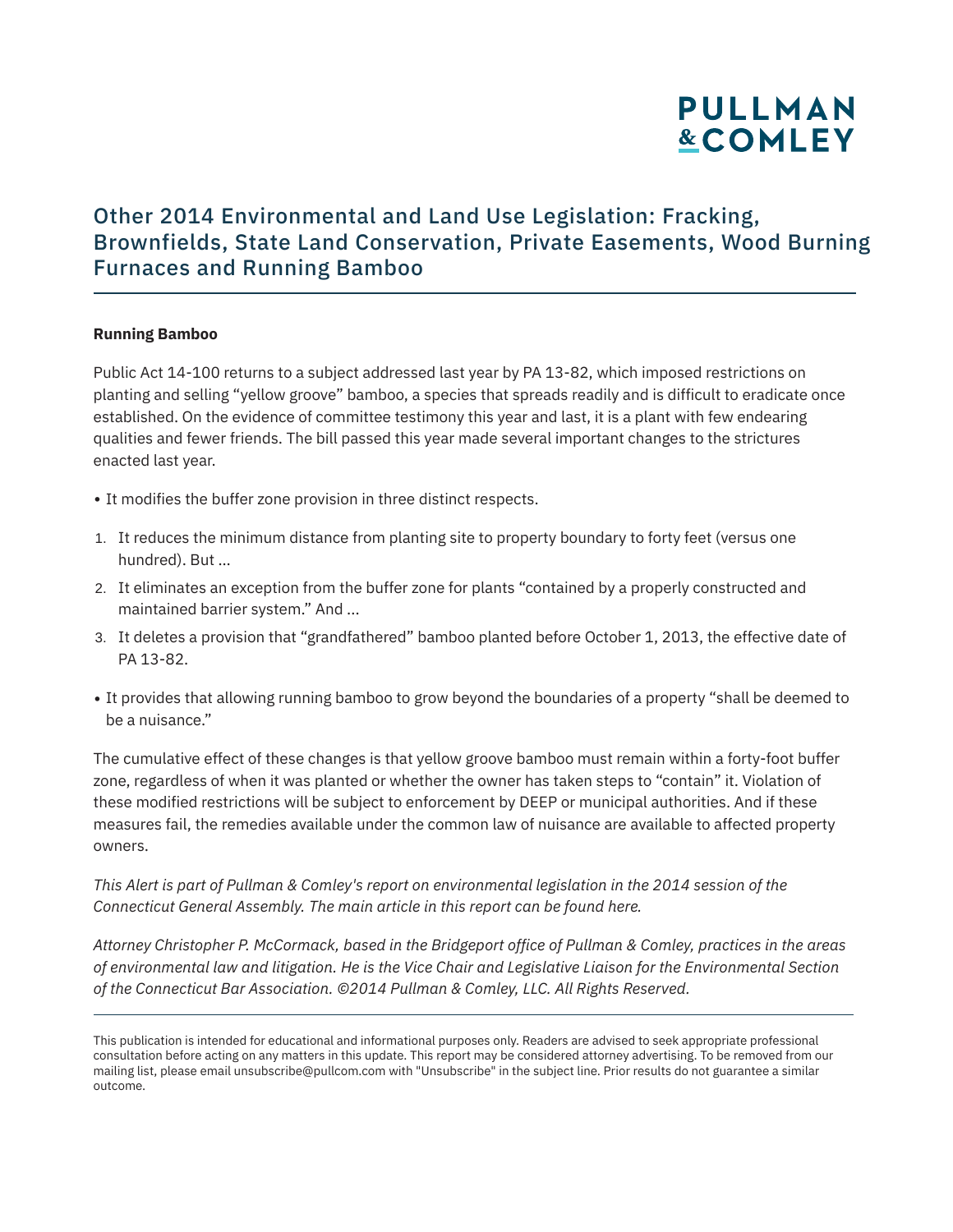# Other 2014 Environmental and Land Use Legislation: Fracking, Brownfields, State Land Conservation, Private Easements, Wood Burning Furnaces and Running Bamboo

**Running Bamboo**

Public Act 14-100 returns to a subject addressed last year by PA 13-82, which imposed restrictions on planting and selling "yellow groove" bamboo, a species that spreads readily and is difficult to eradicate once established. On the evidence of committee testimony this year and last, it is a plant with few endearing qualities and fewer friends. The bill passed this year made several important changes to the strictures enacted last year.

- It modifies the buffer zone provision in three distinct respects.

1. It reduces the minimum distance from planting site to property boundary to forty feet (versus one hundred). But ...
2. It eliminates an exception from the buffer zone for plants "contained by a properly constructed and maintained barrier system." And ...
3. It deletes a provision that "grandfathered" bamboo planted before October 1, 2013, the effective date of PA 13-82.

- It provides that allowing running bamboo to grow beyond the boundaries of a property "shall be deemed to be a nuisance."

The cumulative effect of these changes is that yellow groove bamboo must remain within a forty-foot buffer zone, regardless of when it was planted or whether the owner has taken steps to "contain" it. Violation of these modified restrictions will be subject to enforcement by DEEP or municipal authorities. And if these measures fail, the remedies available under the common law of nuisance are available to affected property owners.

*This Alert is part of Pullman & Comley's report on environmental legislation in the 2014 session of the Connecticut General Assembly. The main article in this report can be found here.*

*Attorney Christopher P. McCormack, based in the Bridgeport office of Pullman & Comley, practices in the areas of environmental law and litigation. He is the Vice Chair and Legislative Liaison for the Environmental Section of the Connecticut Bar Association. ©2014 Pullman & Comley, LLC. All Rights Reserved.*

---

This publication is intended for educational and informational purposes only. Readers are advised to seek appropriate professional consultation before acting on any matters in this update. This report may be considered attorney advertising. To be removed from our mailing list, please email unsubscribe@pullcom.com with "Unsubscribe" in the subject line. Prior results do not guarantee a similar outcome.